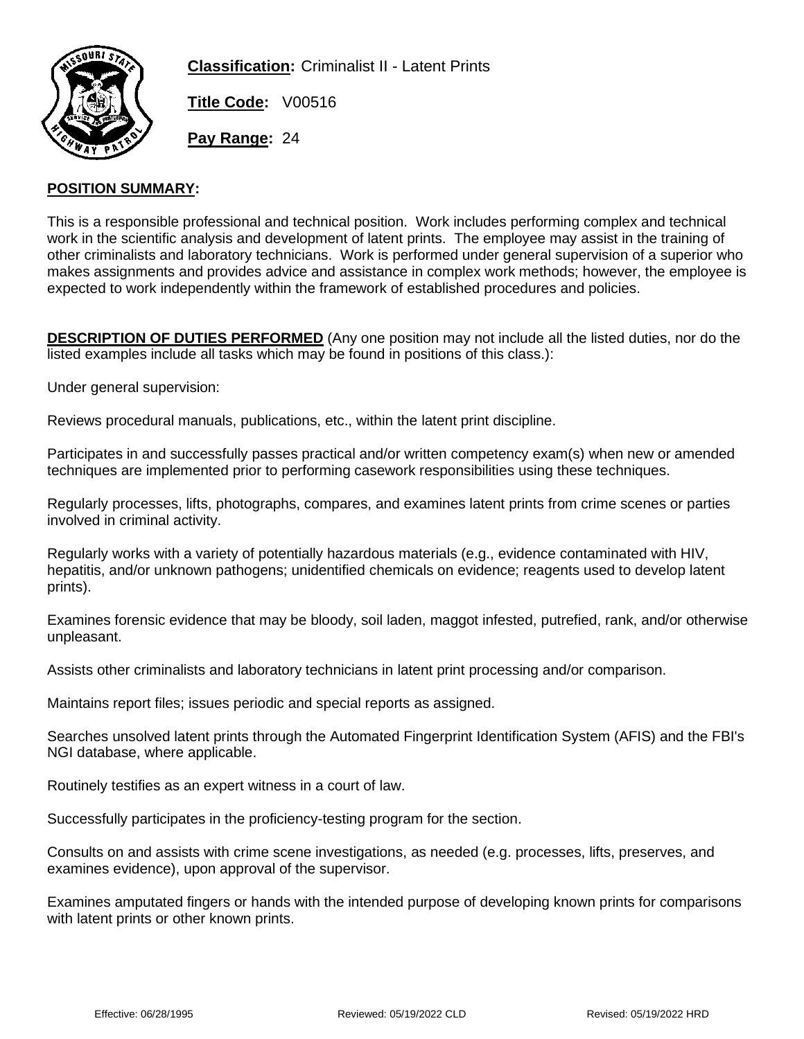**Classification:** Criminalist II - Latent Prints

**Title Code:** V00516

**Pay Range:** 24

## POSITION SUMMARY:

This is a responsible professional and technical position. Work includes performing complex and technical work in the scientific analysis and development of latent prints. The employee may assist in the training of other criminalists and laboratory technicians. Work is performed under general supervision of a superior who makes assignments and provides advice and assistance in complex work methods; however, the employee is expected to work independently within the framework of established procedures and policies.

**DESCRIPTION OF DUTIES PERFORMED** (Any one position may not include all the listed duties, nor do the listed examples include all tasks which may be found in positions of this class.):

Under general supervision:

Reviews procedural manuals, publications, etc., within the latent print discipline.

Participates in and successfully passes practical and/or written competency exam(s) when new or amended techniques are implemented prior to performing casework responsibilities using these techniques.

Regularly processes, lifts, photographs, compares, and examines latent prints from crime scenes or parties involved in criminal activity.

Regularly works with a variety of potentially hazardous materials (e.g., evidence contaminated with HIV, hepatitis, and/or unknown pathogens; unidentified chemicals on evidence; reagents used to develop latent prints).

Examines forensic evidence that may be bloody, soil laden, maggot infested, putrefied, rank, and/or otherwise unpleasant.

Assists other criminalists and laboratory technicians in latent print processing and/or comparison.

Maintains report files; issues periodic and special reports as assigned.

Searches unsolved latent prints through the Automated Fingerprint Identification System (AFIS) and the FBI's NGI database, where applicable.

Routinely testifies as an expert witness in a court of law.

Successfully participates in the proficiency-testing program for the section.

Consults on and assists with crime scene investigations, as needed (e.g. processes, lifts, preserves, and examines evidence), upon approval of the supervisor.

Examines amputated fingers or hands with the intended purpose of developing known prints for comparisons with latent prints or other known prints.

Effective: 06/28/1995 Reviewed: 05/19/2022 CLD Revised: 05/19/2022 HRD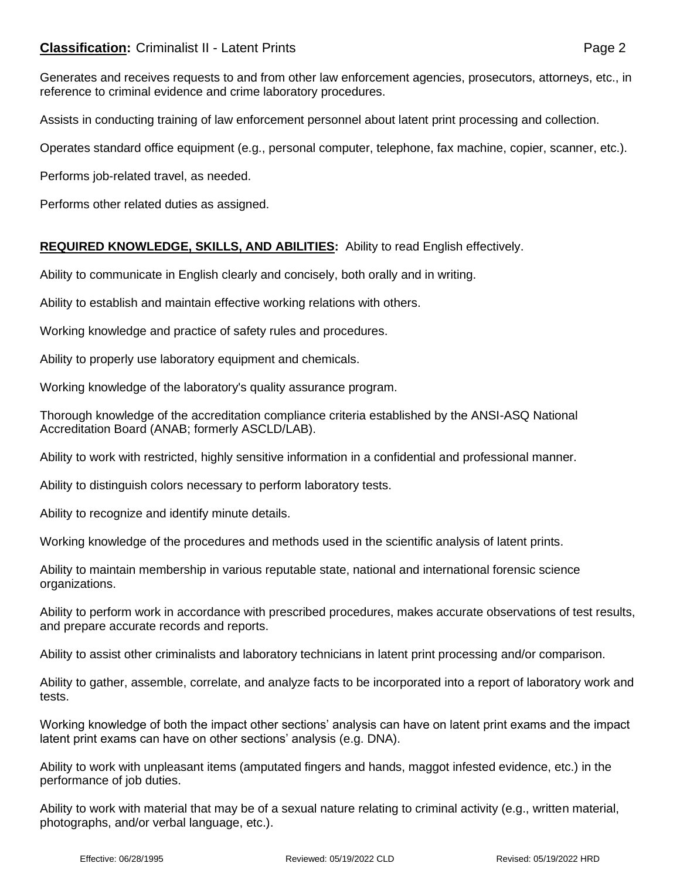Generates and receives requests to and from other law enforcement agencies, prosecutors, attorneys, etc., in reference to criminal evidence and crime laboratory procedures.

Assists in conducting training of law enforcement personnel about latent print processing and collection.

Operates standard office equipment (e.g., personal computer, telephone, fax machine, copier, scanner, etc.).

Performs job-related travel, as needed.

Performs other related duties as assigned.

**REQUIRED KNOWLEDGE, SKILLS, AND ABILITIES:** Ability to read English effectively.

Ability to communicate in English clearly and concisely, both orally and in writing.

Ability to establish and maintain effective working relations with others.

Working knowledge and practice of safety rules and procedures.

Ability to properly use laboratory equipment and chemicals.

Working knowledge of the laboratory's quality assurance program.

Thorough knowledge of the accreditation compliance criteria established by the ANSI-ASQ National Accreditation Board (ANAB; formerly ASCLD/LAB).

Ability to work with restricted, highly sensitive information in a confidential and professional manner.

Ability to distinguish colors necessary to perform laboratory tests.

Ability to recognize and identify minute details.

Working knowledge of the procedures and methods used in the scientific analysis of latent prints.

Ability to maintain membership in various reputable state, national and international forensic science organizations.

Ability to perform work in accordance with prescribed procedures, makes accurate observations of test results, and prepare accurate records and reports.

Ability to assist other criminalists and laboratory technicians in latent print processing and/or comparison.

Ability to gather, assemble, correlate, and analyze facts to be incorporated into a report of laboratory work and tests.

Working knowledge of both the impact other sections' analysis can have on latent print exams and the impact latent print exams can have on other sections' analysis (e.g. DNA).

Ability to work with unpleasant items (amputated fingers and hands, maggot infested evidence, etc.) in the performance of job duties.

Ability to work with material that may be of a sexual nature relating to criminal activity (e.g., written material, photographs, and/or verbal language, etc.).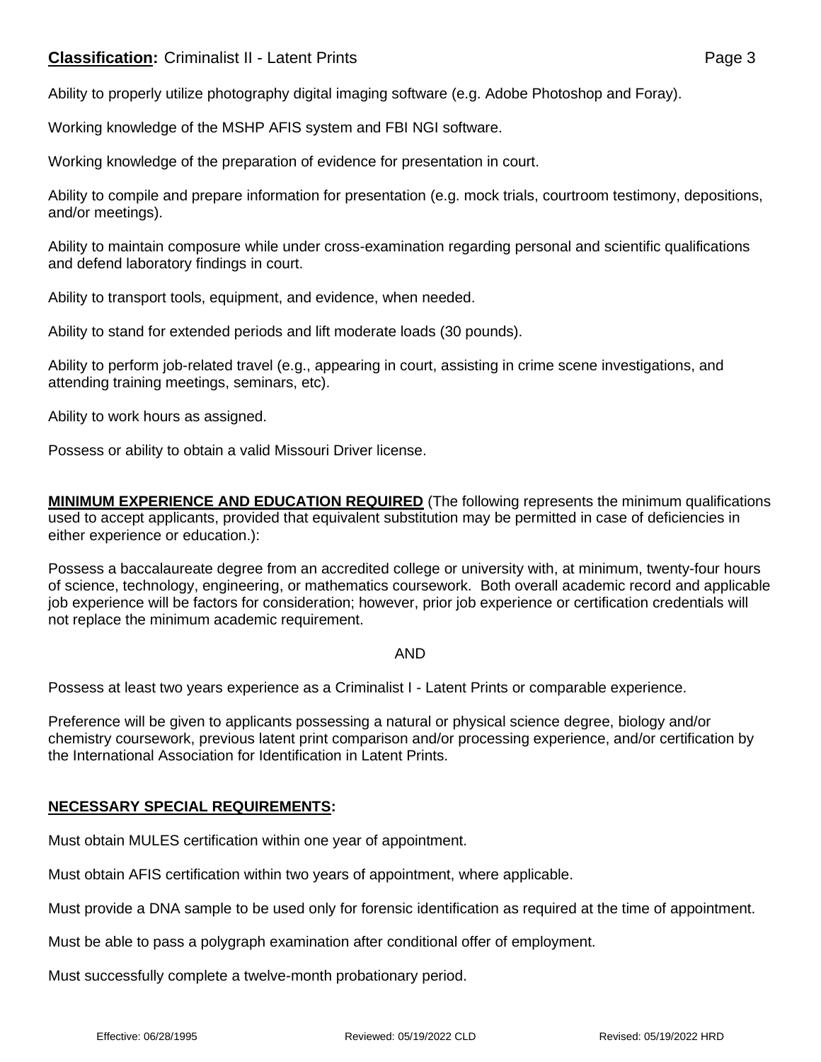Ability to properly utilize photography digital imaging software (e.g. Adobe Photoshop and Foray).

Working knowledge of the MSHP AFIS system and FBI NGI software.

Working knowledge of the preparation of evidence for presentation in court.

Ability to compile and prepare information for presentation (e.g. mock trials, courtroom testimony, depositions, and/or meetings).

Ability to maintain composure while under cross-examination regarding personal and scientific qualifications and defend laboratory findings in court.

Ability to transport tools, equipment, and evidence, when needed.

Ability to stand for extended periods and lift moderate loads (30 pounds).

Ability to perform job-related travel (e.g., appearing in court, assisting in crime scene investigations, and attending training meetings, seminars, etc).

Ability to work hours as assigned.

Possess or ability to obtain a valid Missouri Driver license.

**MINIMUM EXPERIENCE AND EDUCATION REQUIRED** (The following represents the minimum qualifications used to accept applicants, provided that equivalent substitution may be permitted in case of deficiencies in either experience or education.):

Possess a baccalaureate degree from an accredited college or university with, at minimum, twenty-four hours of science, technology, engineering, or mathematics coursework. Both overall academic record and applicable job experience will be factors for consideration; however, prior job experience or certification credentials will not replace the minimum academic requirement.

AND

Possess at least two years experience as a Criminalist I - Latent Prints or comparable experience.

Preference will be given to applicants possessing a natural or physical science degree, biology and/or chemistry coursework, previous latent print comparison and/or processing experience, and/or certification by the International Association for Identification in Latent Prints.

**NECESSARY SPECIAL REQUIREMENTS:**

Must obtain MULES certification within one year of appointment.

Must obtain AFIS certification within two years of appointment, where applicable.

Must provide a DNA sample to be used only for forensic identification as required at the time of appointment.

Must be able to pass a polygraph examination after conditional offer of employment.

Must successfully complete a twelve-month probationary period.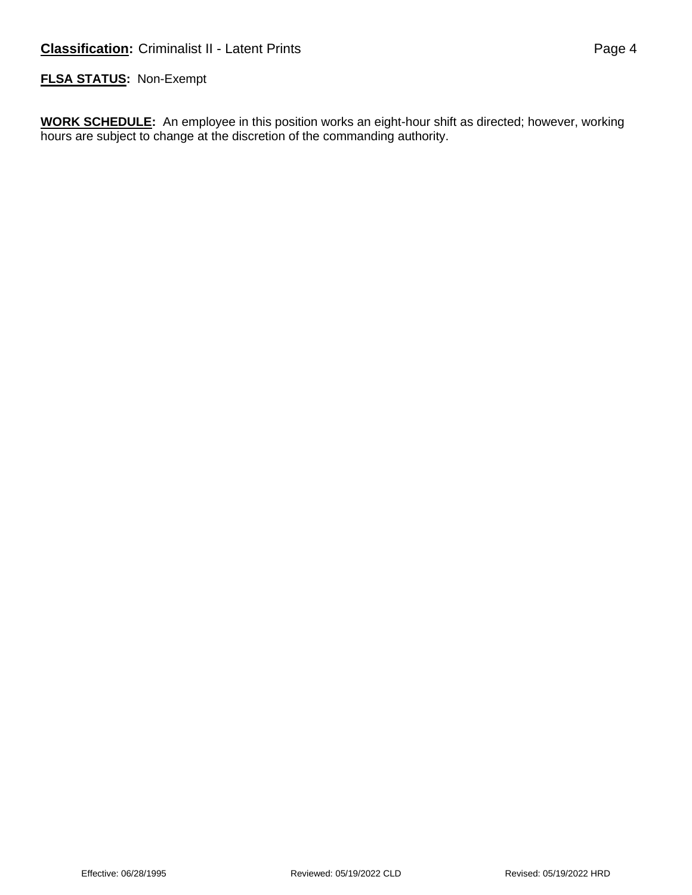**FLSA STATUS:** Non-Exempt

**WORK SCHEDULE:** An employee in this position works an eight-hour shift as directed; however, working hours are subject to change at the discretion of the commanding authority.